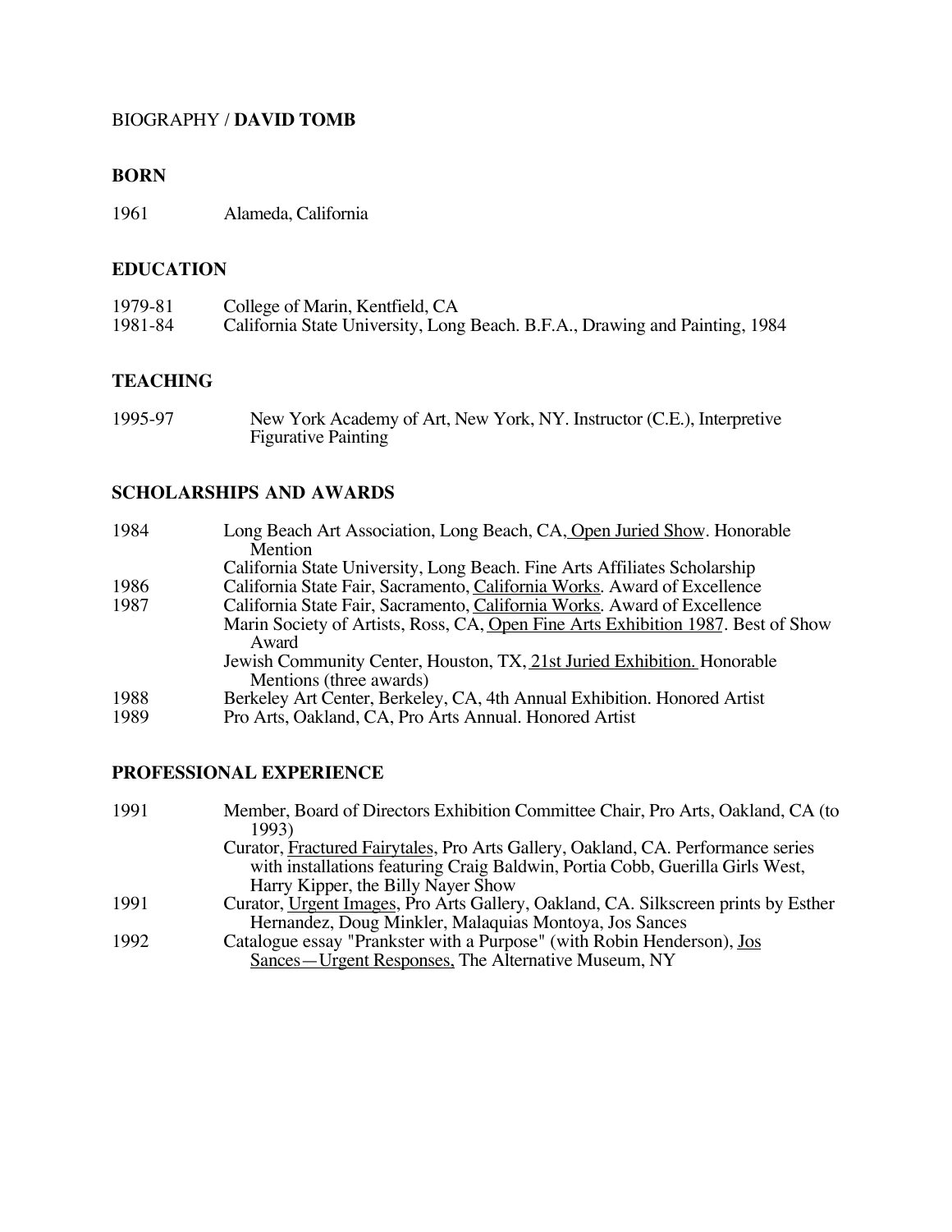BIOGRAPHY / **DAVID TOMB**

## BORN

1961 Alameda, California

## EDUCATION

1979-81 College of Marin, Kentfield, CA
1981-84 California State University, Long Beach. B.F.A., Drawing and Painting, 1984

## TEACHING

1995-97 New York Academy of Art, New York, NY. Instructor (C.E.), Interpretive Figurative Painting

## SCHOLARSHIPS AND AWARDS

1984 Long Beach Art Association, Long Beach, CA, Open Juried Show. Honorable Mention
California State University, Long Beach. Fine Arts Affiliates Scholarship
1986 California State Fair, Sacramento, California Works. Award of Excellence
1987 California State Fair, Sacramento, California Works. Award of Excellence
Marin Society of Artists, Ross, CA, Open Fine Arts Exhibition 1987. Best of Show Award
Jewish Community Center, Houston, TX, 21st Juried Exhibition. Honorable Mentions (three awards)
1988 Berkeley Art Center, Berkeley, CA, 4th Annual Exhibition. Honored Artist
1989 Pro Arts, Oakland, CA, Pro Arts Annual. Honored Artist

## PROFESSIONAL EXPERIENCE

1991 Member, Board of Directors Exhibition Committee Chair, Pro Arts, Oakland, CA (to 1993)
Curator, Fractured Fairytales, Pro Arts Gallery, Oakland, CA. Performance series with installations featuring Craig Baldwin, Portia Cobb, Guerilla Girls West, Harry Kipper, the Billy Nayer Show
1991 Curator, Urgent Images, Pro Arts Gallery, Oakland, CA. Silkscreen prints by Esther Hernandez, Doug Minkler, Malaquias Montoya, Jos Sances
1992 Catalogue essay "Prankster with a Purpose" (with Robin Henderson), Jos Sances—Urgent Responses, The Alternative Museum, NY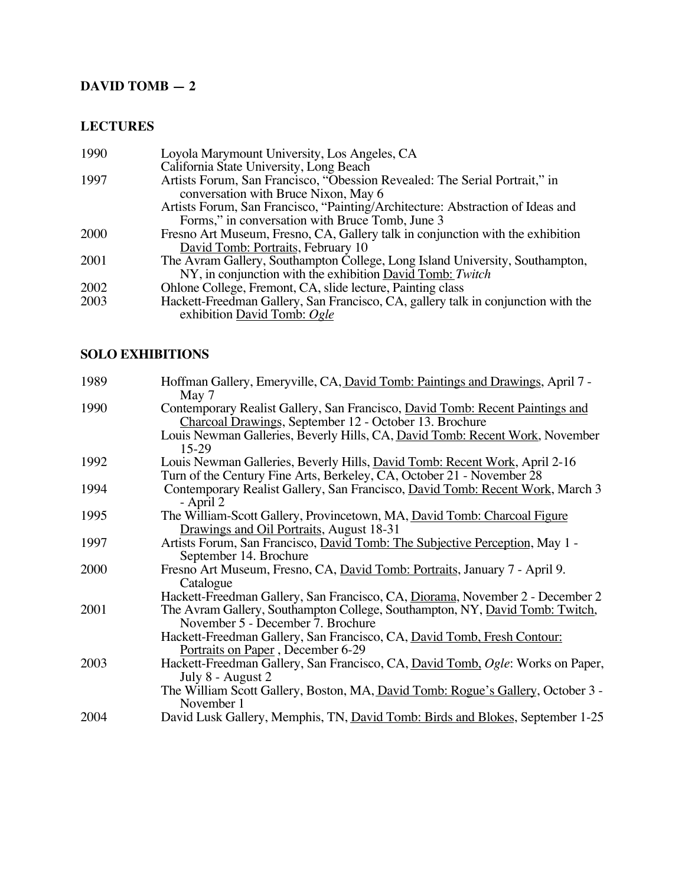**DAVID TOMB — 2**

## LECTURES

1990 Loyola Marymount University, Los Angeles, CA
California State University, Long Beach

1997 Artists Forum, San Francisco, "Obession Revealed: The Serial Portrait," in conversation with Bruce Nixon, May 6
Artists Forum, San Francisco, "Painting/Architecture: Abstraction of Ideas and Forms," in conversation with Bruce Tomb, June 3

2000 Fresno Art Museum, Fresno, CA, Gallery talk in conjunction with the exhibition David Tomb: Portraits, February 10

2001 The Avram Gallery, Southampton College, Long Island University, Southampton, NY, in conjunction with the exhibition David Tomb: *Twitch*

2002 Ohlone College, Fremont, CA, slide lecture, Painting class

2003 Hackett-Freedman Gallery, San Francisco, CA, gallery talk in conjunction with the exhibition David Tomb: *Ogle*

## SOLO EXHIBITIONS

1989 Hoffman Gallery, Emeryville, CA, David Tomb: Paintings and Drawings, April 7 - May 7

1990 Contemporary Realist Gallery, San Francisco, David Tomb: Recent Paintings and Charcoal Drawings, September 12 - October 13. Brochure
Louis Newman Galleries, Beverly Hills, CA, David Tomb: Recent Work, November 15-29

1992 Louis Newman Galleries, Beverly Hills, David Tomb: Recent Work, April 2-16
Turn of the Century Fine Arts, Berkeley, CA, October 21 - November 28

1994 Contemporary Realist Gallery, San Francisco, David Tomb: Recent Work, March 3 - April 2

1995 The William-Scott Gallery, Provincetown, MA, David Tomb: Charcoal Figure Drawings and Oil Portraits, August 18-31

1997 Artists Forum, San Francisco, David Tomb: The Subjective Perception, May 1 - September 14. Brochure

2000 Fresno Art Museum, Fresno, CA, David Tomb: Portraits, January 7 - April 9. Catalogue
Hackett-Freedman Gallery, San Francisco, CA, Diorama, November 2 - December 2

2001 The Avram Gallery, Southampton College, Southampton, NY, David Tomb: Twitch, November 5 - December 7. Brochure
Hackett-Freedman Gallery, San Francisco, CA, David Tomb, Fresh Contour: Portraits on Paper , December 6-29

2003 Hackett-Freedman Gallery, San Francisco, CA, David Tomb, *Ogle*: Works on Paper, July 8 - August 2
The William Scott Gallery, Boston, MA, David Tomb: Rogue's Gallery, October 3 - November 1

2004 David Lusk Gallery, Memphis, TN, David Tomb: Birds and Blokes, September 1-25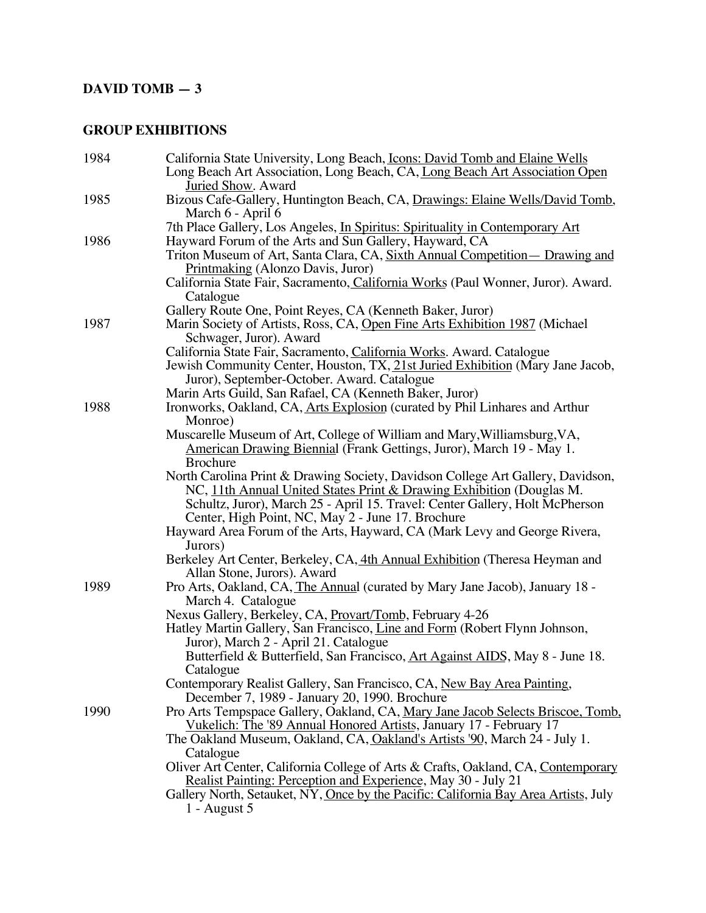## GROUP EXHIBITIONS

**1984**

- California State University, Long Beach, Icons: David Tomb and Elaine Wells
- Long Beach Art Association, Long Beach, CA, Long Beach Art Association Open Juried Show. Award

**1985**

- Bizous Cafe-Gallery, Huntington Beach, CA, Drawings: Elaine Wells/David Tomb, March 6 - April 6
- 7th Place Gallery, Los Angeles, In Spiritus: Spirituality in Contemporary Art

**1986**

- Hayward Forum of the Arts and Sun Gallery, Hayward, CA
- Triton Museum of Art, Santa Clara, CA, Sixth Annual Competition— Drawing and Printmaking (Alonzo Davis, Juror)
- California State Fair, Sacramento, California Works (Paul Wonner, Juror). Award. Catalogue
- Gallery Route One, Point Reyes, CA (Kenneth Baker, Juror)

**1987**

- Marin Society of Artists, Ross, CA, Open Fine Arts Exhibition 1987 (Michael Schwager, Juror). Award
- California State Fair, Sacramento, California Works. Award. Catalogue
- Jewish Community Center, Houston, TX, 21st Juried Exhibition (Mary Jane Jacob, Juror), September-October. Award. Catalogue
- Marin Arts Guild, San Rafael, CA (Kenneth Baker, Juror)

**1988**

- Ironworks, Oakland, CA, Arts Explosion (curated by Phil Linhares and Arthur Monroe)
- Muscarelle Museum of Art, College of William and Mary, Williamsburg, VA, American Drawing Biennial (Frank Gettings, Juror), March 19 - May 1. Brochure
- North Carolina Print & Drawing Society, Davidson College Art Gallery, Davidson, NC, 11th Annual United States Print & Drawing Exhibition (Douglas M. Schultz, Juror), March 25 - April 15. Travel: Center Gallery, Holt McPherson Center, High Point, NC, May 2 - June 17. Brochure
- Hayward Area Forum of the Arts, Hayward, CA (Mark Levy and George Rivera, Jurors)
- Berkeley Art Center, Berkeley, CA, 4th Annual Exhibition (Theresa Heyman and Allan Stone, Jurors). Award

**1989**

- Pro Arts, Oakland, CA, The Annual (curated by Mary Jane Jacob), January 18 - March 4. Catalogue
- Nexus Gallery, Berkeley, CA, Provart/Tomb, February 4-26
- Hatley Martin Gallery, San Francisco, Line and Form (Robert Flynn Johnson, Juror), March 2 - April 21. Catalogue
- Butterfield & Butterfield, San Francisco, Art Against AIDS, May 8 - June 18. Catalogue
- Contemporary Realist Gallery, San Francisco, CA, New Bay Area Painting, December 7, 1989 - January 20, 1990. Brochure

**1990**

- Pro Arts Tempspace Gallery, Oakland, CA, Mary Jane Jacob Selects Briscoe, Tomb, Vukelich: The '89 Annual Honored Artists, January 17 - February 17
- The Oakland Museum, Oakland, CA, Oakland's Artists '90, March 24 - July 1. Catalogue
- Oliver Art Center, California College of Arts & Crafts, Oakland, CA, Contemporary Realist Painting: Perception and Experience, May 30 - July 21
- Gallery North, Setauket, NY, Once by the Pacific: California Bay Area Artists, July 1 - August 5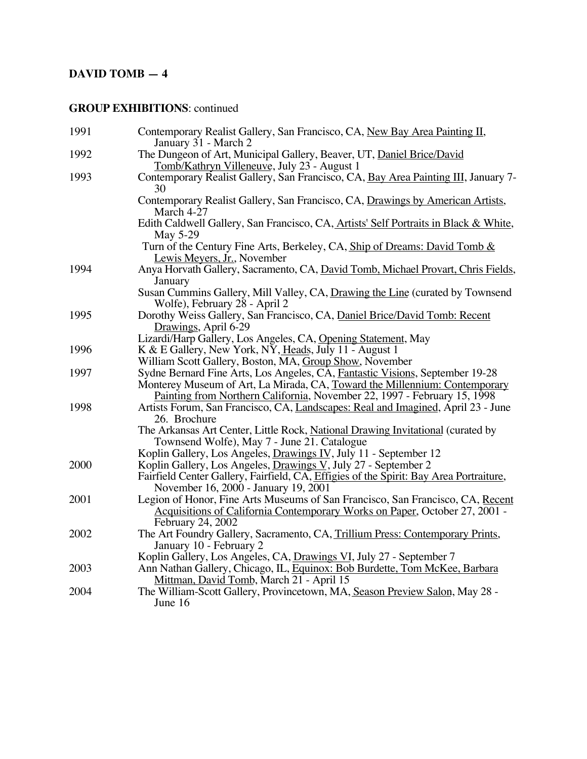**GROUP EXHIBITIONS**: continued

| | |
|---|---|
| 1991 | Contemporary Realist Gallery, San Francisco, CA, <u>New Bay Area Painting II</u>, January 31 - March 2 |
| 1992 | The Dungeon of Art, Municipal Gallery, Beaver, UT, <u>Daniel Brice/David Tomb/Kathryn Villeneuve</u>, July 23 - August 1 |
| 1993 | Contemporary Realist Gallery, San Francisco, CA, <u>Bay Area Painting III</u>, January 7-30 |
| | Contemporary Realist Gallery, San Francisco, CA, <u>Drawings by American Artists</u>, March 4-27 |
| | Edith Caldwell Gallery, San Francisco, CA, <u>Artists' Self Portraits in Black & White</u>, May 5-29 |
| | Turn of the Century Fine Arts, Berkeley, CA, <u>Ship of Dreams: David Tomb & Lewis Meyers, Jr.</u>, November |
| 1994 | Anya Horvath Gallery, Sacramento, CA, <u>David Tomb, Michael Provart, Chris Fields</u>, January |
| | Susan Cummins Gallery, Mill Valley, CA, <u>Drawing the Line</u> (curated by Townsend Wolfe), February 28 - April 2 |
| 1995 | Dorothy Weiss Gallery, San Francisco, CA, <u>Daniel Brice/David Tomb: Recent Drawings</u>, April 6-29 |
| | Lizardi/Harp Gallery, Los Angeles, CA, <u>Opening Statement</u>, May |
| 1996 | K & E Gallery, New York, NY, <u>Heads</u>, July 11 - August 1 |
| | William Scott Gallery, Boston, MA, <u>Group Show</u>, November |
| 1997 | Sydne Bernard Fine Arts, Los Angeles, CA, <u>Fantastic Visions</u>, September 19-28 |
| | Monterey Museum of Art, La Mirada, CA, <u>Toward the Millennium: Contemporary Painting from Northern California</u>, November 22, 1997 - February 15, 1998 |
| 1998 | Artists Forum, San Francisco, CA, <u>Landscapes: Real and Imagined</u>, April 23 - June 26. Brochure |
| | The Arkansas Art Center, Little Rock, <u>National Drawing Invitational</u> (curated by Townsend Wolfe), May 7 - June 21. Catalogue |
| | Koplin Gallery, Los Angeles, <u>Drawings IV</u>, July 11 - September 12 |
| 2000 | Koplin Gallery, Los Angeles, <u>Drawings V</u>, July 27 - September 2 |
| | Fairfield Center Gallery, Fairfield, CA, <u>Effigies of the Spirit: Bay Area Portraiture</u>, November 16, 2000 - January 19, 2001 |
| 2001 | Legion of Honor, Fine Arts Museums of San Francisco, San Francisco, CA, <u>Recent Acquisitions of California Contemporary Works on Paper</u>, October 27, 2001 - February 24, 2002 |
| 2002 | The Art Foundry Gallery, Sacramento, CA, <u>Trillium Press: Contemporary Prints</u>, January 10 - February 2 |
| | Koplin Gallery, Los Angeles, CA, <u>Drawings VI</u>, July 27 - September 7 |
| 2003 | Ann Nathan Gallery, Chicago, IL, <u>Equinox: Bob Burdette, Tom McKee, Barbara Mittman, David Tomb</u>, March 21 - April 15 |
| 2004 | The William-Scott Gallery, Provincetown, MA, <u>Season Preview Salon</u>, May 28 - June 16 |